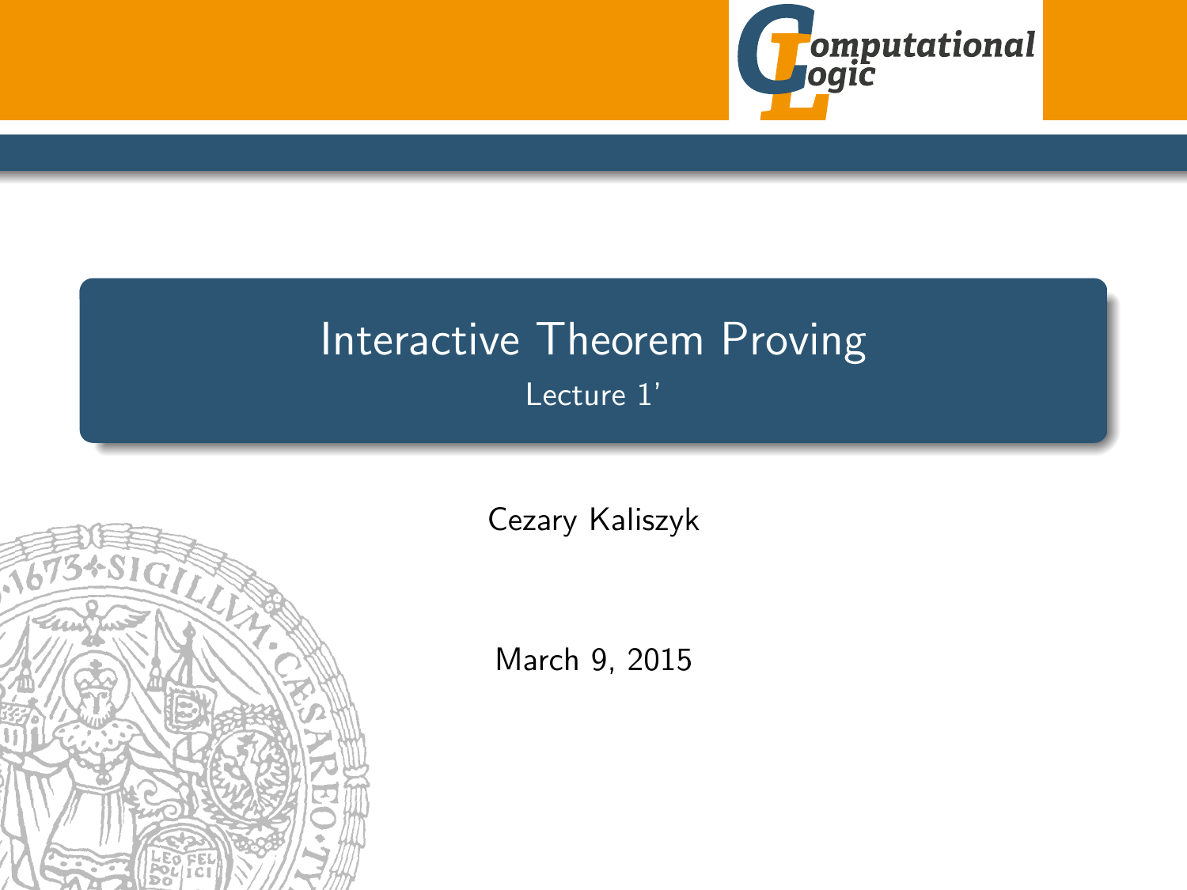# Interactive Theorem Proving

Lecture 1'

Cezary Kaliszyk

March 9, 2015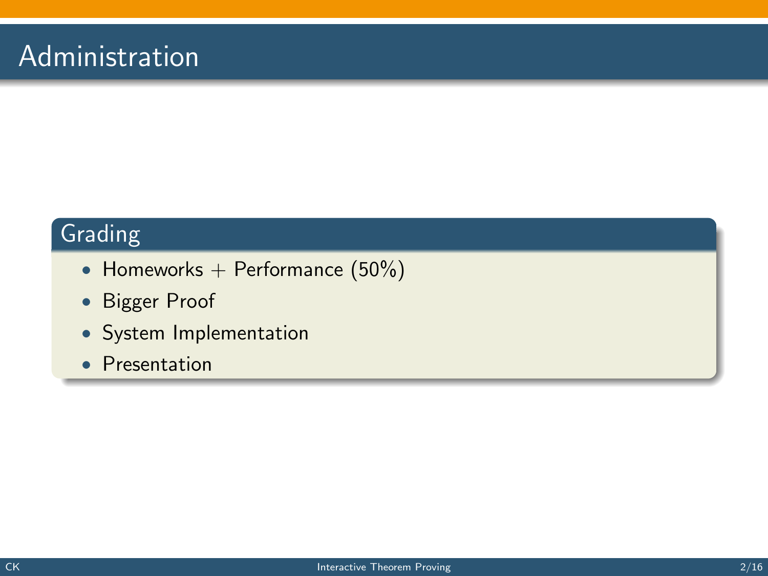# Administration

## Grading

- Homeworks + Performance (50%)
- Bigger Proof
- System Implementation
- Presentation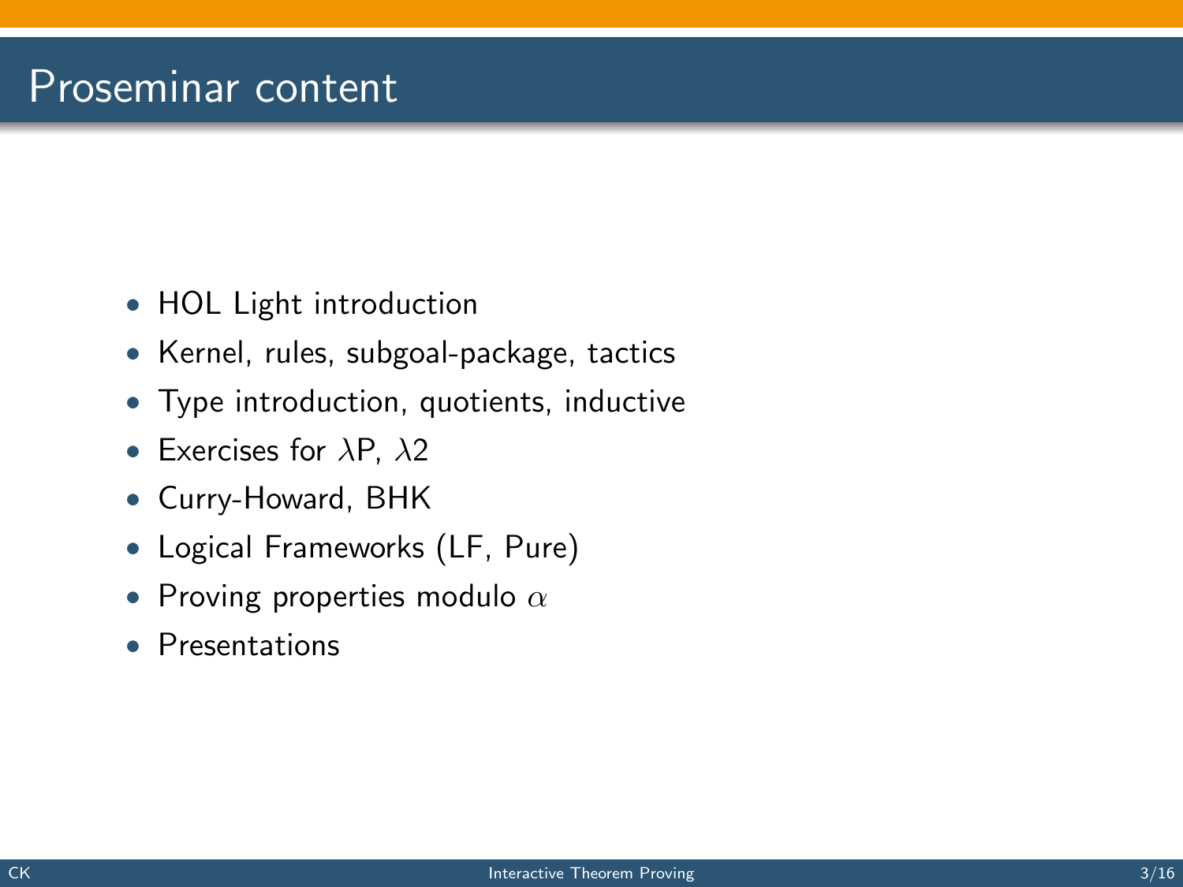# Proseminar content

- HOL Light introduction
- Kernel, rules, subgoal-package, tactics
- Type introduction, quotients, inductive
- Exercises for $\lambda$P, $\lambda$2
- Curry-Howard, BHK
- Logical Frameworks (LF, Pure)
- Proving properties modulo $\alpha$
- Presentations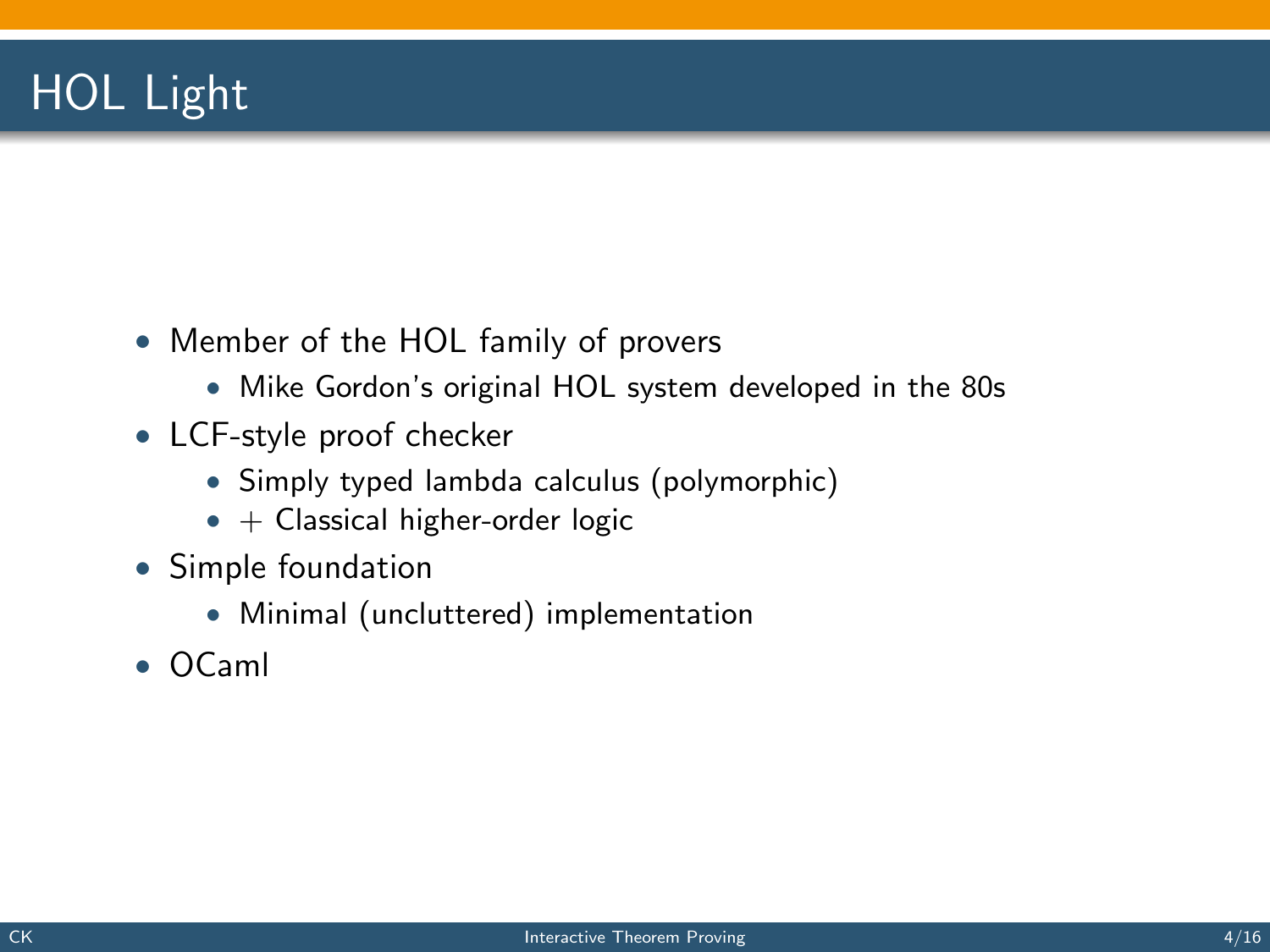# HOL Light

- Member of the HOL family of provers
  - Mike Gordon's original HOL system developed in the 80s
- LCF-style proof checker
  - Simply typed lambda calculus (polymorphic)
  - + Classical higher-order logic
- Simple foundation
  - Minimal (uncluttered) implementation
- OCaml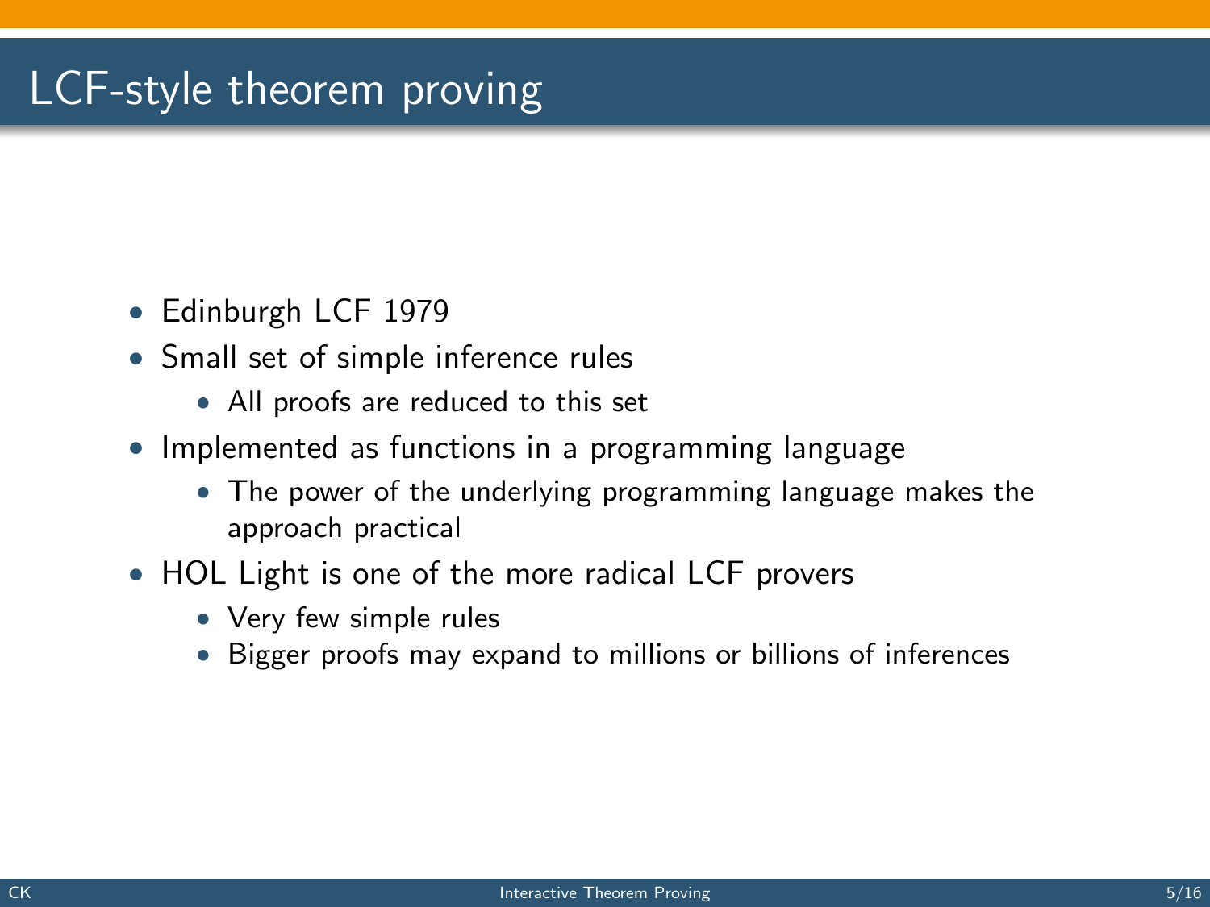# LCF-style theorem proving

- Edinburgh LCF 1979
- Small set of simple inference rules
  - All proofs are reduced to this set
- Implemented as functions in a programming language
  - The power of the underlying programming language makes the approach practical
- HOL Light is one of the more radical LCF provers
  - Very few simple rules
  - Bigger proofs may expand to millions or billions of inferences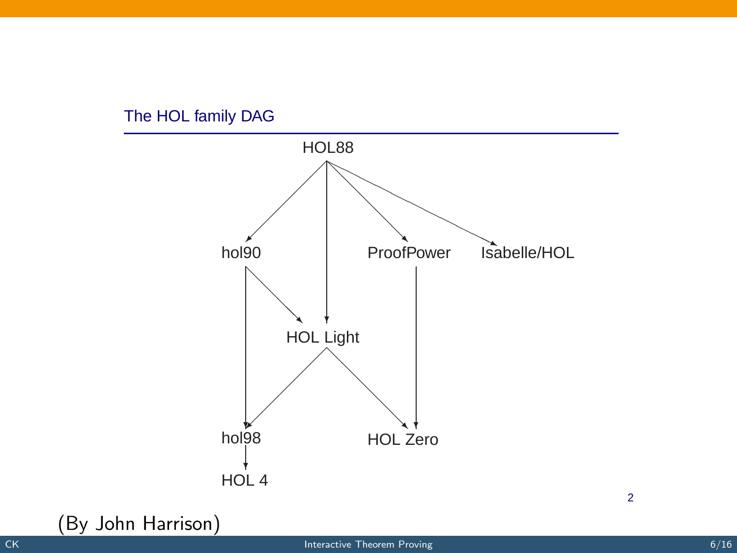### The HOL family DAG

HOL88

hol90

ProofPower

Isabelle/HOL

HOL Light

hol98

HOL Zero

HOL 4

2

(By John Harrison)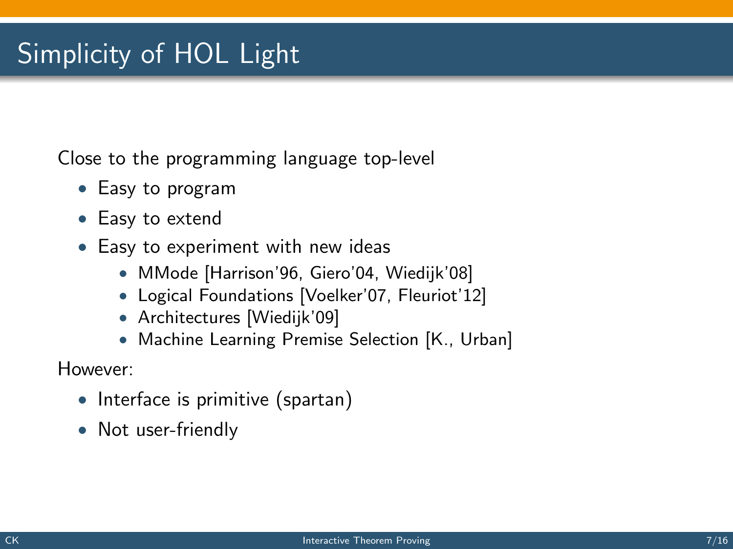# Simplicity of HOL Light

Close to the programming language top-level

- Easy to program
- Easy to extend
- Easy to experiment with new ideas
  - MMode [Harrison'96, Giero'04, Wiedijk'08]
  - Logical Foundations [Voelker'07, Fleuriot'12]
  - Architectures [Wiedijk'09]
  - Machine Learning Premise Selection [K., Urban]

However:

- Interface is primitive (spartan)
- Not user-friendly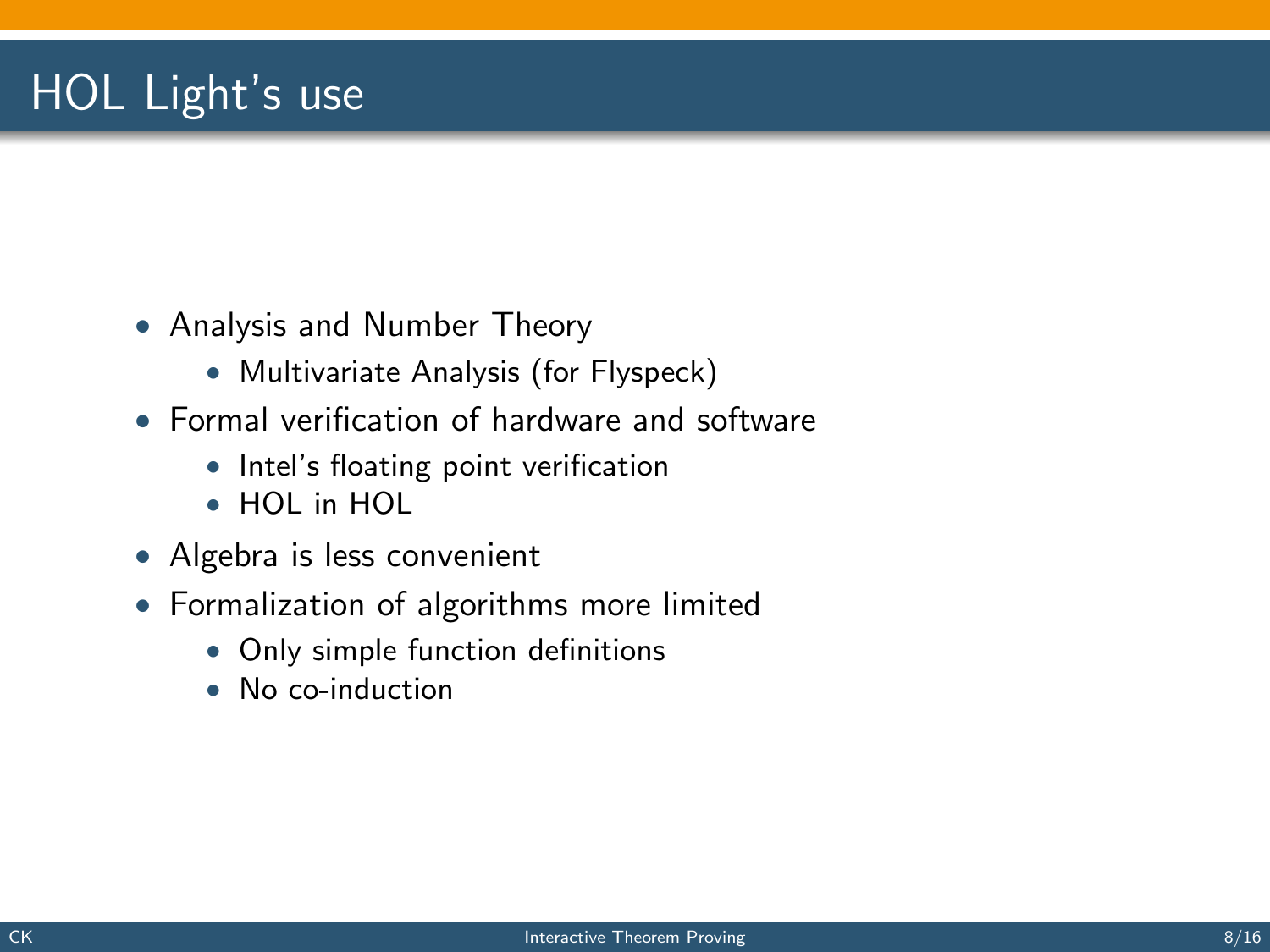# HOL Light's use

- Analysis and Number Theory
  - Multivariate Analysis (for Flyspeck)
- Formal verification of hardware and software
  - Intel's floating point verification
  - HOL in HOL
- Algebra is less convenient
- Formalization of algorithms more limited
  - Only simple function definitions
  - No co-induction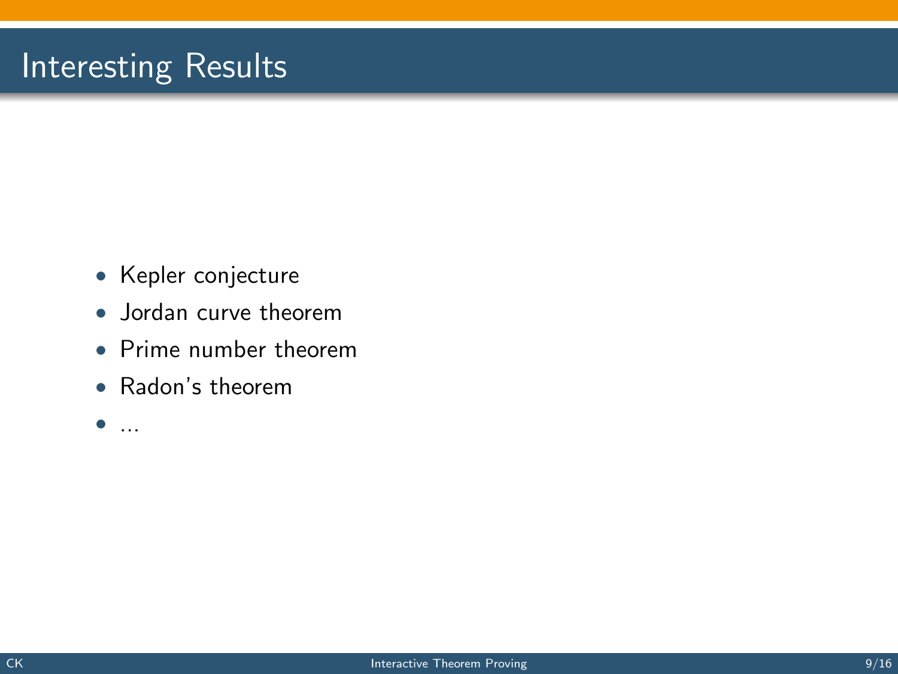# Interesting Results

- Kepler conjecture
- Jordan curve theorem
- Prime number theorem
- Radon's theorem
- ...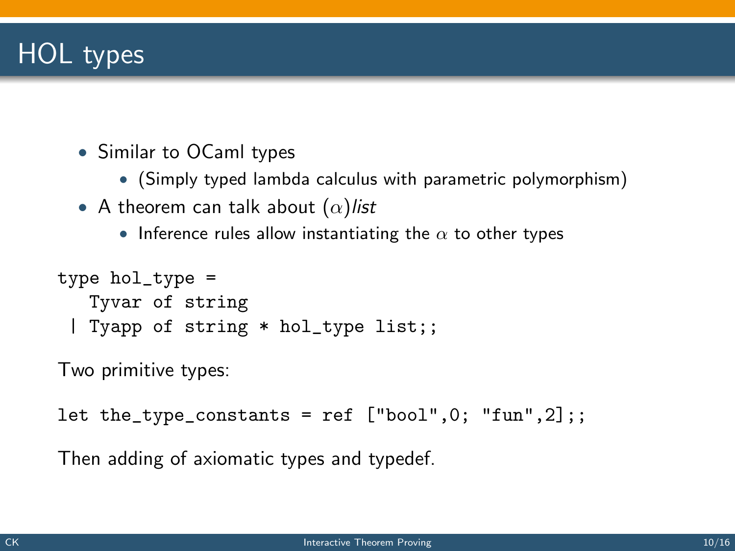# HOL types

- Similar to OCaml types
  - (Simply typed lambda calculus with parametric polymorphism)
- A theorem can talk about $(\alpha)$*list*
  - Inference rules allow instantiating the $\alpha$ to other types

```
type hol_type =
   Tyvar of string
 | Tyapp of string * hol_type list;;
```

Two primitive types:

```
let the_type_constants = ref ["bool",0; "fun",2];;
```

Then adding of axiomatic types and typedef.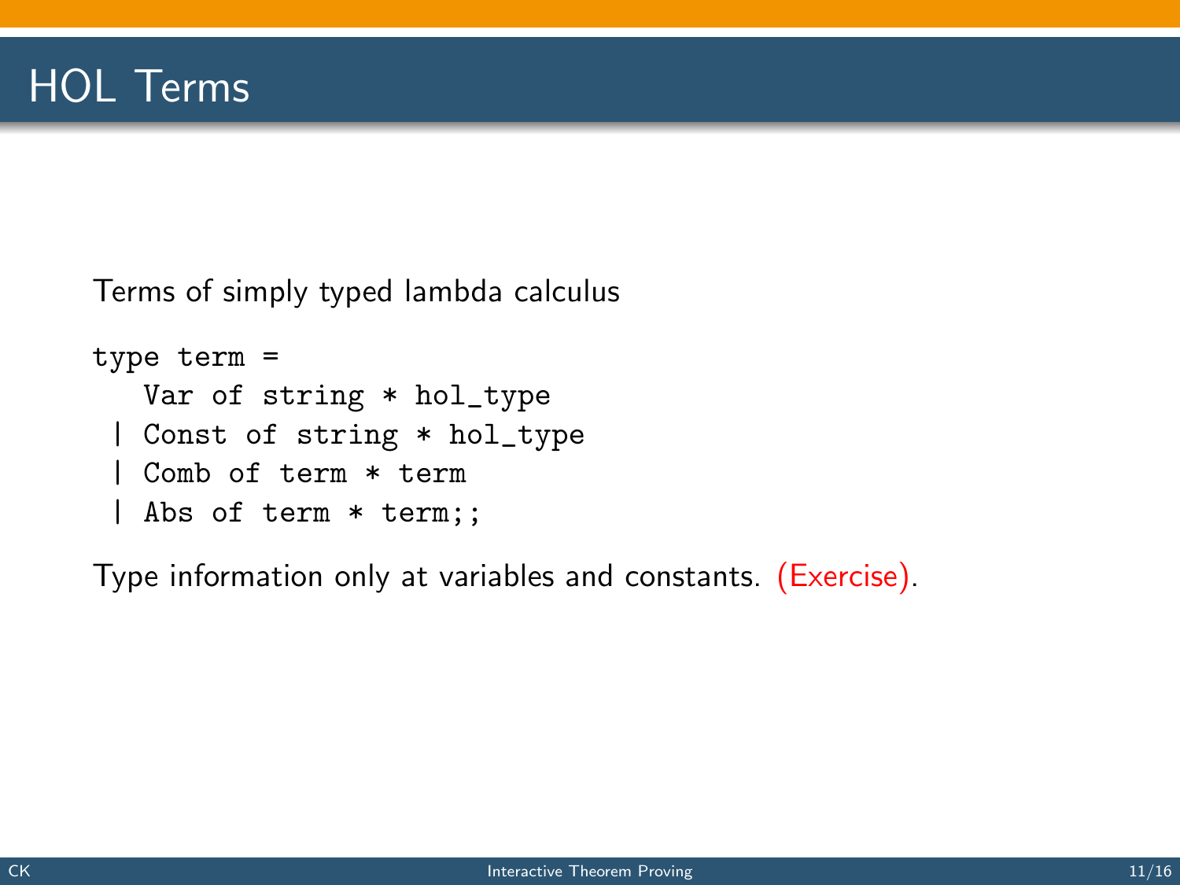# HOL Terms

Terms of simply typed lambda calculus

```
type term =
   Var of string * hol_type
 | Const of string * hol_type
 | Comb of term * term
 | Abs of term * term;;
```

Type information only at variables and constants. (Exercise).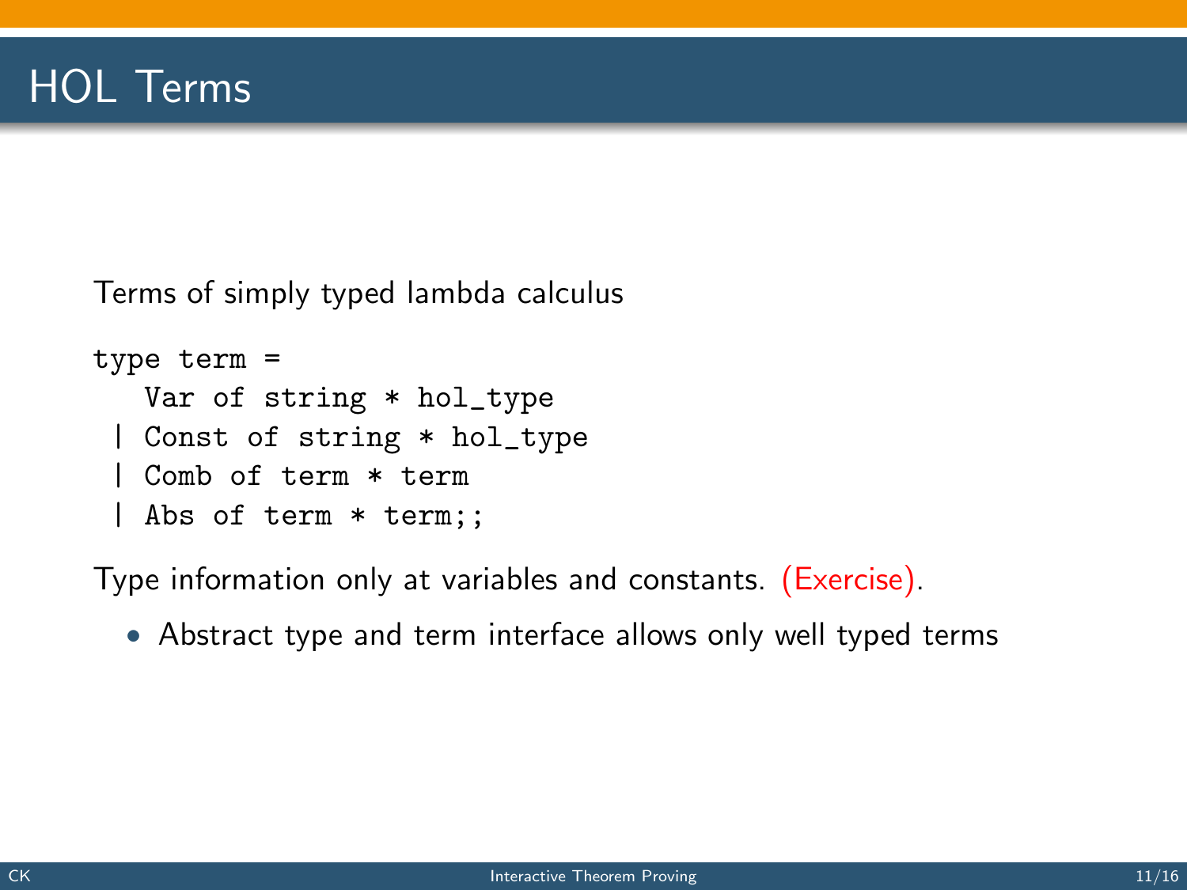# HOL Terms

Terms of simply typed lambda calculus

```
type term =
   Var of string * hol_type
 | Const of string * hol_type
 | Comb of term * term
 | Abs of term * term;;
```

Type information only at variables and constants. (Exercise).

- Abstract type and term interface allows only well typed terms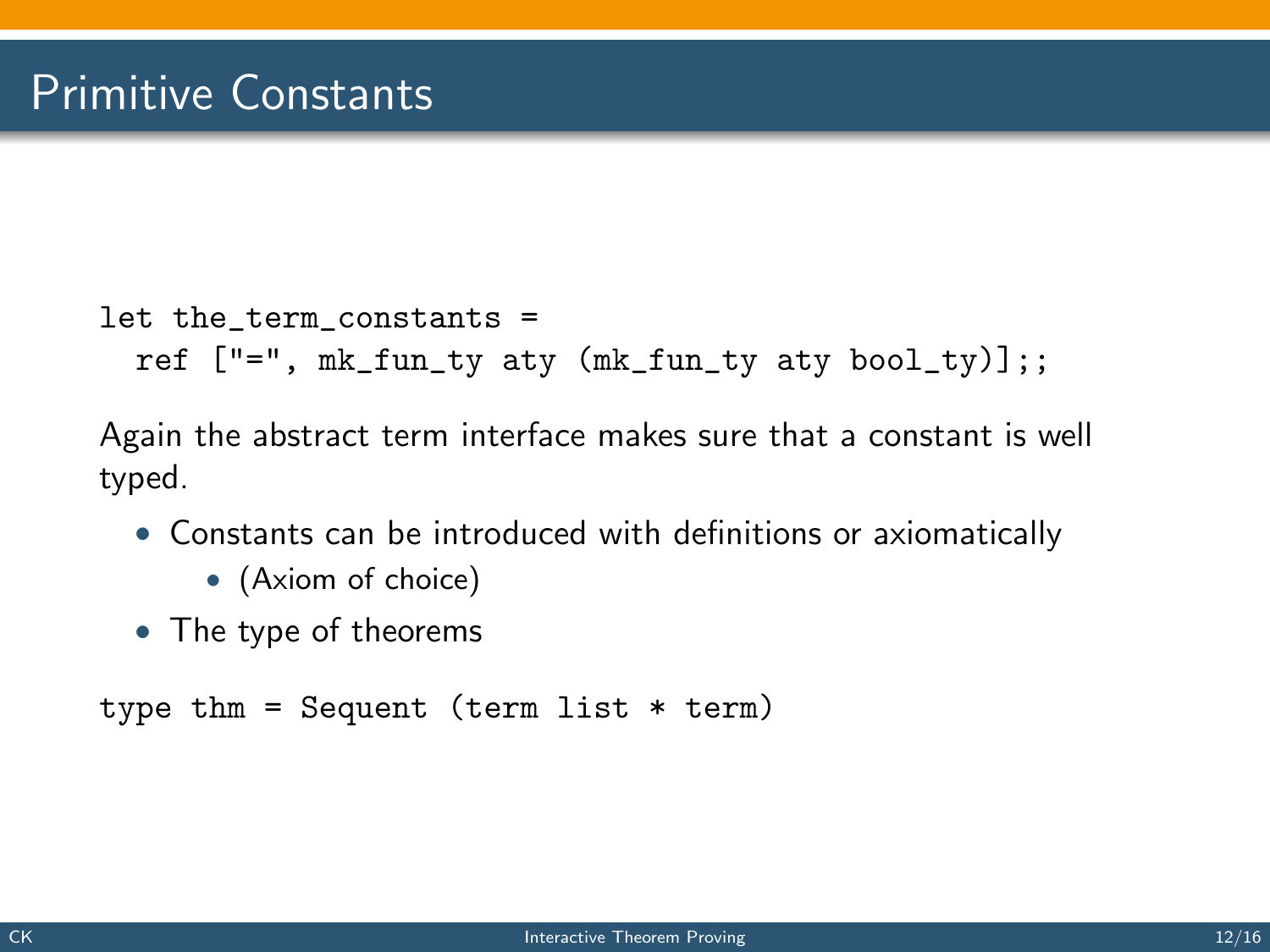# Primitive Constants

```
let the_term_constants =
  ref ["=", mk_fun_ty aty (mk_fun_ty aty bool_ty)];;
```

Again the abstract term interface makes sure that a constant is well typed.

- Constants can be introduced with definitions or axiomatically
  - (Axiom of choice)
- The type of theorems

```
type thm = Sequent (term list * term)
```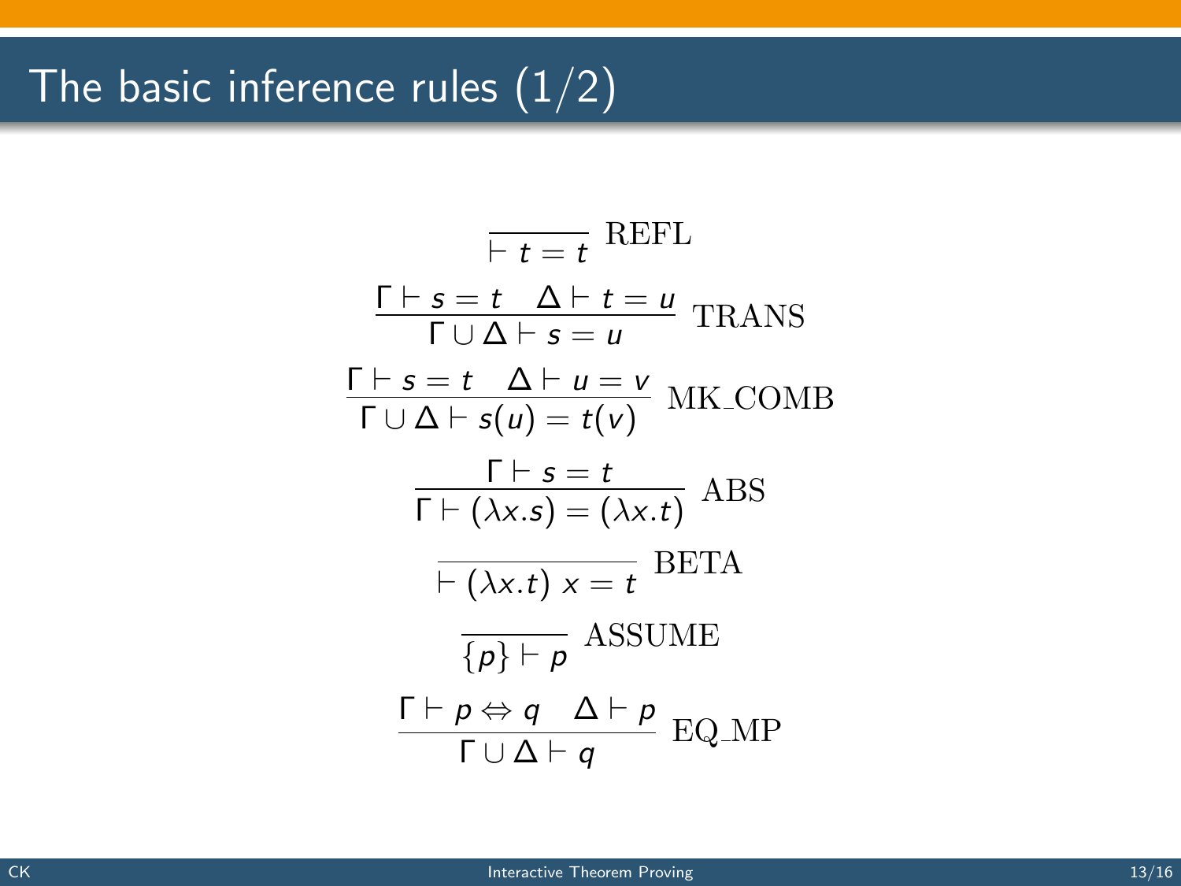# The basic inference rules (1/2)

$$\frac{}{\vdash t = t}\ \text{REFL}$$

$$\frac{\Gamma \vdash s = t \quad \Delta \vdash t = u}{\Gamma \cup \Delta \vdash s = u}\ \text{TRANS}$$

$$\frac{\Gamma \vdash s = t \quad \Delta \vdash u = v}{\Gamma \cup \Delta \vdash s(u) = t(v)}\ \text{MK\_COMB}$$

$$\frac{\Gamma \vdash s = t}{\Gamma \vdash (\lambda x.s) = (\lambda x.t)}\ \text{ABS}$$

$$\frac{}{\vdash (\lambda x.t)\ x = t}\ \text{BETA}$$

$$\frac{}{\{p\} \vdash p}\ \text{ASSUME}$$

$$\frac{\Gamma \vdash p \Leftrightarrow q \quad \Delta \vdash p}{\Gamma \cup \Delta \vdash q}\ \text{EQ\_MP}$$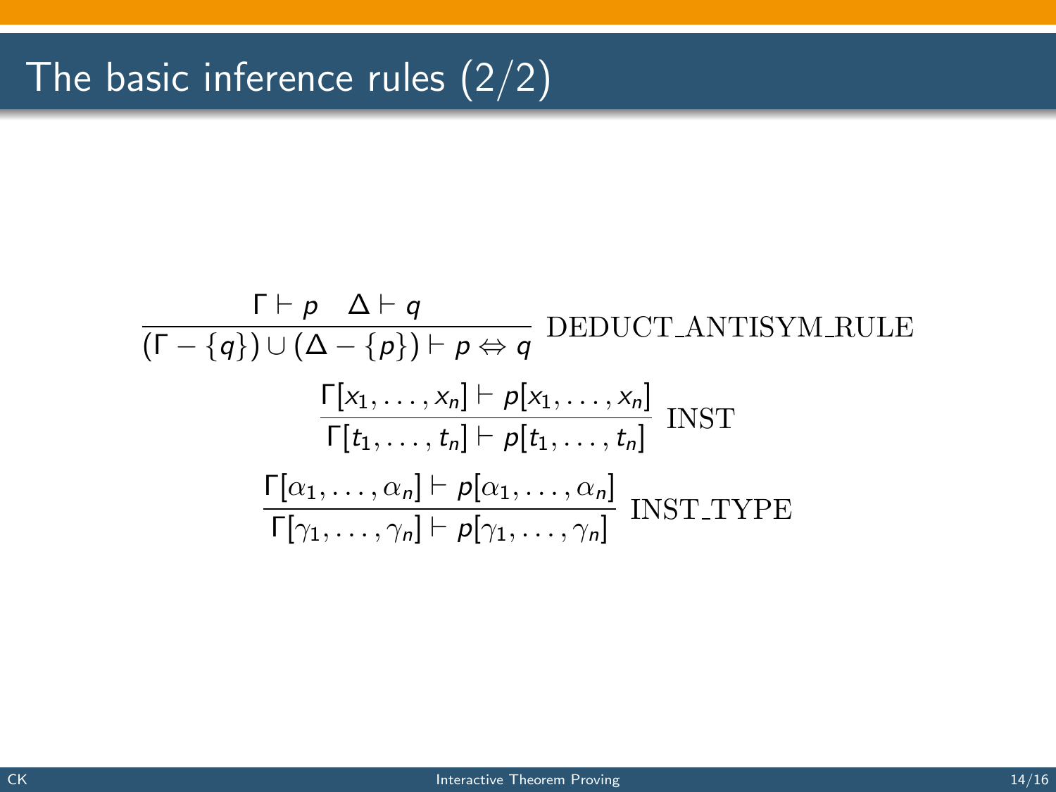# The basic inference rules (2/2)

$$\frac{\Gamma \vdash p \quad \Delta \vdash q}{(\Gamma - \{q\}) \cup (\Delta - \{p\}) \vdash p \Leftrightarrow q} \text{ DEDUCT\_ANTISYM\_RULE}$$

$$\frac{\Gamma[x_1, \ldots, x_n] \vdash p[x_1, \ldots, x_n]}{\Gamma[t_1, \ldots, t_n] \vdash p[t_1, \ldots, t_n]} \text{ INST}$$

$$\frac{\Gamma[\alpha_1, \ldots, \alpha_n] \vdash p[\alpha_1, \ldots, \alpha_n]}{\Gamma[\gamma_1, \ldots, \gamma_n] \vdash p[\gamma_1, \ldots, \gamma_n]} \text{ INST\_TYPE}$$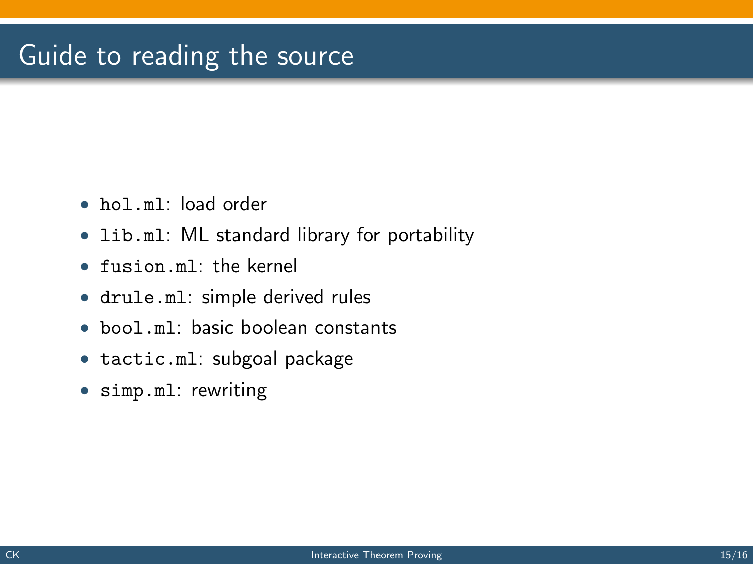# Guide to reading the source

- `hol.ml`: load order
- `lib.ml`: ML standard library for portability
- `fusion.ml`: the kernel
- `drule.ml`: simple derived rules
- `bool.ml`: basic boolean constants
- `tactic.ml`: subgoal package
- `simp.ml`: rewriting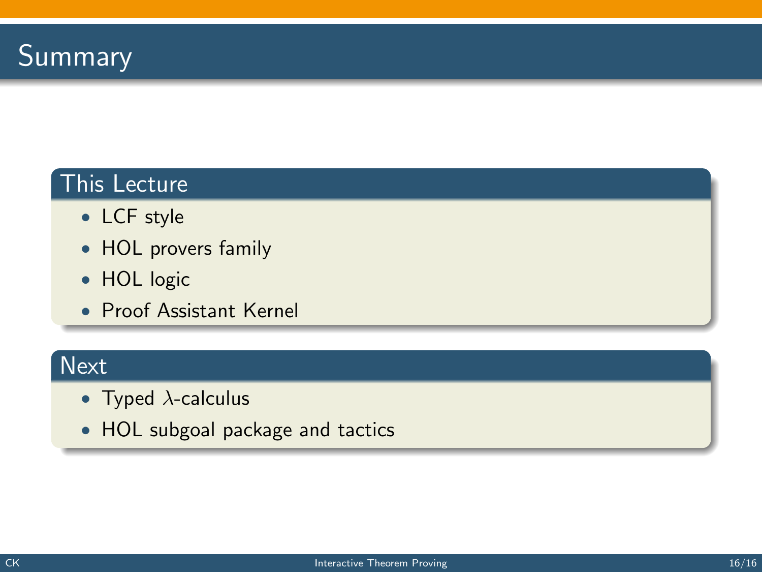# Summary

## This Lecture

- LCF style
- HOL provers family
- HOL logic
- Proof Assistant Kernel

## Next

- Typed $\lambda$-calculus
- HOL subgoal package and tactics